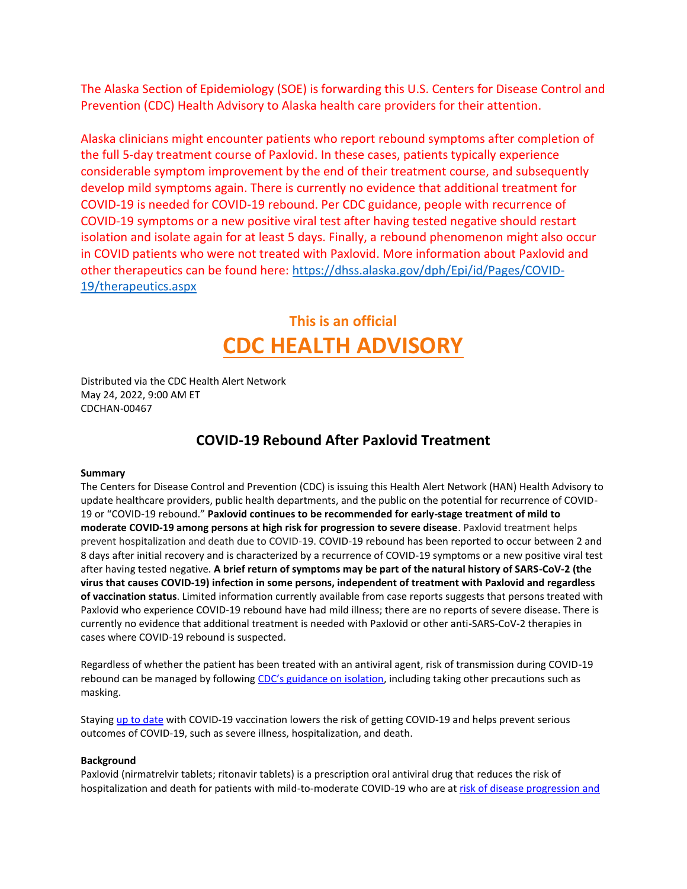The Alaska Section of Epidemiology (SOE) is forwarding this U.S. Centers for Disease Control and Prevention (CDC) Health Advisory to Alaska health care providers for their attention.

Alaska clinicians might encounter patients who report rebound symptoms after completion of the full 5-day treatment course of Paxlovid. In these cases, patients typically experience considerable symptom improvement by the end of their treatment course, and subsequently develop mild symptoms again. There is currently no evidence that additional treatment for COVID-19 is needed for COVID-19 rebound. Per CDC guidance, people with recurrence of COVID-19 symptoms or a new positive viral test after having tested negative should restart isolation and isolate again for at least 5 days. Finally, a rebound phenomenon might also occur in COVID patients who were not treated with Paxlovid. More information about Paxlovid and other therapeutics can be found here: [https://dhss.alaska.gov/dph/Epi/id/Pages/COVID-19/therapeutics.aspx](https://dhss.alaska.gov/dph/Epi/id/Pages/COVID-19/therapeutics.aspx)

**This is an official**

# CDC HEALTH ADVISORY

Distributed via the CDC Health Alert Network
May 24, 2022, 9:00 AM ET
CDCHAN-00467

## COVID-19 Rebound After Paxlovid Treatment

**Summary**

The Centers for Disease Control and Prevention (CDC) is issuing this Health Alert Network (HAN) Health Advisory to update healthcare providers, public health departments, and the public on the potential for recurrence of COVID-19 or "COVID-19 rebound." **Paxlovid continues to be recommended for early-stage treatment of mild to moderate COVID-19 among persons at high risk for progression to severe disease**. Paxlovid treatment helps prevent hospitalization and death due to COVID-19. COVID-19 rebound has been reported to occur between 2 and 8 days after initial recovery and is characterized by a recurrence of COVID-19 symptoms or a new positive viral test after having tested negative. **A brief return of symptoms may be part of the natural history of SARS-CoV-2 (the virus that causes COVID-19) infection in some persons, independent of treatment with Paxlovid and regardless of vaccination status**. Limited information currently available from case reports suggests that persons treated with Paxlovid who experience COVID-19 rebound have had mild illness; there are no reports of severe disease. There is currently no evidence that additional treatment is needed with Paxlovid or other anti-SARS-CoV-2 therapies in cases where COVID-19 rebound is suspected.

Regardless of whether the patient has been treated with an antiviral agent, risk of transmission during COVID-19 rebound can be managed by following CDC's guidance on isolation, including taking other precautions such as masking.

Staying up to date with COVID-19 vaccination lowers the risk of getting COVID-19 and helps prevent serious outcomes of COVID-19, such as severe illness, hospitalization, and death.

**Background**

Paxlovid (nirmatrelvir tablets; ritonavir tablets) is a prescription oral antiviral drug that reduces the risk of hospitalization and death for patients with mild-to-moderate COVID-19 who are at risk of disease progression and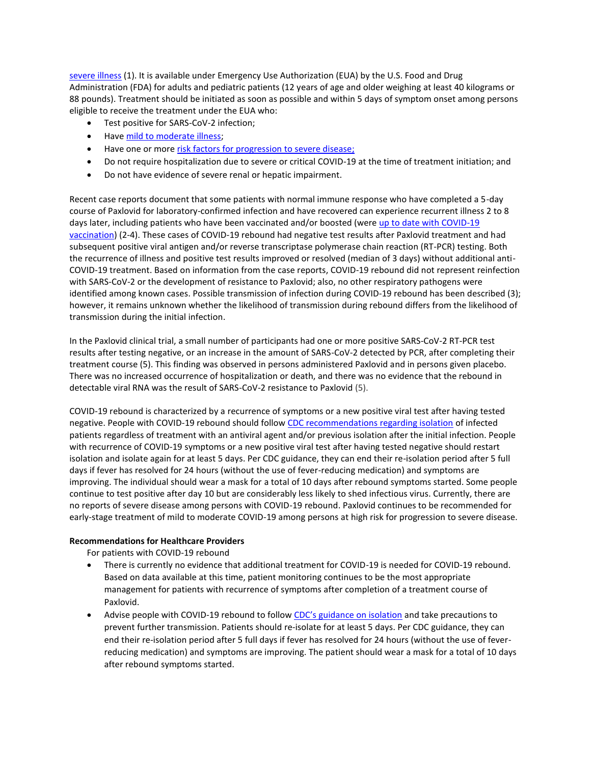severe illness (1). It is available under Emergency Use Authorization (EUA) by the U.S. Food and Drug Administration (FDA) for adults and pediatric patients (12 years of age and older weighing at least 40 kilograms or 88 pounds). Treatment should be initiated as soon as possible and within 5 days of symptom onset among persons eligible to receive the treatment under the EUA who:

- Test positive for SARS-CoV-2 infection;
- Have mild to moderate illness;
- Have one or more risk factors for progression to severe disease;
- Do not require hospitalization due to severe or critical COVID-19 at the time of treatment initiation; and
- Do not have evidence of severe renal or hepatic impairment.

Recent case reports document that some patients with normal immune response who have completed a 5-day course of Paxlovid for laboratory-confirmed infection and have recovered can experience recurrent illness 2 to 8 days later, including patients who have been vaccinated and/or boosted (were up to date with COVID-19 vaccination) (2-4). These cases of COVID-19 rebound had negative test results after Paxlovid treatment and had subsequent positive viral antigen and/or reverse transcriptase polymerase chain reaction (RT-PCR) testing. Both the recurrence of illness and positive test results improved or resolved (median of 3 days) without additional anti-COVID-19 treatment. Based on information from the case reports, COVID-19 rebound did not represent reinfection with SARS-CoV-2 or the development of resistance to Paxlovid; also, no other respiratory pathogens were identified among known cases. Possible transmission of infection during COVID-19 rebound has been described (3); however, it remains unknown whether the likelihood of transmission during rebound differs from the likelihood of transmission during the initial infection.

In the Paxlovid clinical trial, a small number of participants had one or more positive SARS-CoV-2 RT-PCR test results after testing negative, or an increase in the amount of SARS-CoV-2 detected by PCR, after completing their treatment course (5). This finding was observed in persons administered Paxlovid and in persons given placebo. There was no increased occurrence of hospitalization or death, and there was no evidence that the rebound in detectable viral RNA was the result of SARS-CoV-2 resistance to Paxlovid (5).

COVID-19 rebound is characterized by a recurrence of symptoms or a new positive viral test after having tested negative. People with COVID-19 rebound should follow CDC recommendations regarding isolation of infected patients regardless of treatment with an antiviral agent and/or previous isolation after the initial infection. People with recurrence of COVID-19 symptoms or a new positive viral test after having tested negative should restart isolation and isolate again for at least 5 days. Per CDC guidance, they can end their re-isolation period after 5 full days if fever has resolved for 24 hours (without the use of fever-reducing medication) and symptoms are improving. The individual should wear a mask for a total of 10 days after rebound symptoms started. Some people continue to test positive after day 10 but are considerably less likely to shed infectious virus. Currently, there are no reports of severe disease among persons with COVID-19 rebound. Paxlovid continues to be recommended for early-stage treatment of mild to moderate COVID-19 among persons at high risk for progression to severe disease.

**Recommendations for Healthcare Providers**

For patients with COVID-19 rebound

- There is currently no evidence that additional treatment for COVID-19 is needed for COVID-19 rebound. Based on data available at this time, patient monitoring continues to be the most appropriate management for patients with recurrence of symptoms after completion of a treatment course of Paxlovid.
- Advise people with COVID-19 rebound to follow CDC's guidance on isolation and take precautions to prevent further transmission. Patients should re-isolate for at least 5 days. Per CDC guidance, they can end their re-isolation period after 5 full days if fever has resolved for 24 hours (without the use of fever-reducing medication) and symptoms are improving. The patient should wear a mask for a total of 10 days after rebound symptoms started.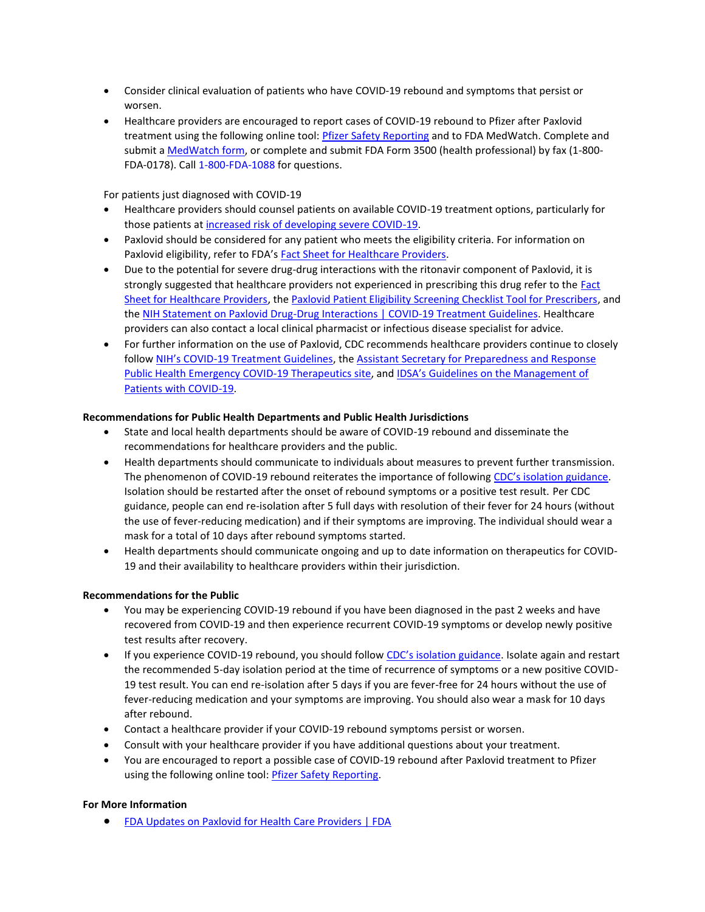- Consider clinical evaluation of patients who have COVID-19 rebound and symptoms that persist or worsen.
- Healthcare providers are encouraged to report cases of COVID-19 rebound to Pfizer after Paxlovid treatment using the following online tool: Pfizer Safety Reporting and to FDA MedWatch. Complete and submit a MedWatch form, or complete and submit FDA Form 3500 (health professional) by fax (1-800-FDA-0178). Call 1-800-FDA-1088 for questions.

For patients just diagnosed with COVID-19

- Healthcare providers should counsel patients on available COVID-19 treatment options, particularly for those patients at increased risk of developing severe COVID-19.
- Paxlovid should be considered for any patient who meets the eligibility criteria. For information on Paxlovid eligibility, refer to FDA's Fact Sheet for Healthcare Providers.
- Due to the potential for severe drug-drug interactions with the ritonavir component of Paxlovid, it is strongly suggested that healthcare providers not experienced in prescribing this drug refer to the Fact Sheet for Healthcare Providers, the Paxlovid Patient Eligibility Screening Checklist Tool for Prescribers, and the NIH Statement on Paxlovid Drug-Drug Interactions | COVID-19 Treatment Guidelines. Healthcare providers can also contact a local clinical pharmacist or infectious disease specialist for advice.
- For further information on the use of Paxlovid, CDC recommends healthcare providers continue to closely follow NIH's COVID-19 Treatment Guidelines, the Assistant Secretary for Preparedness and Response Public Health Emergency COVID-19 Therapeutics site, and IDSA's Guidelines on the Management of Patients with COVID-19.

**Recommendations for Public Health Departments and Public Health Jurisdictions**

- State and local health departments should be aware of COVID-19 rebound and disseminate the recommendations for healthcare providers and the public.
- Health departments should communicate to individuals about measures to prevent further transmission. The phenomenon of COVID-19 rebound reiterates the importance of following CDC's isolation guidance. Isolation should be restarted after the onset of rebound symptoms or a positive test result. Per CDC guidance, people can end re-isolation after 5 full days with resolution of their fever for 24 hours (without the use of fever-reducing medication) and if their symptoms are improving. The individual should wear a mask for a total of 10 days after rebound symptoms started.
- Health departments should communicate ongoing and up to date information on therapeutics for COVID-19 and their availability to healthcare providers within their jurisdiction.

**Recommendations for the Public**

- You may be experiencing COVID-19 rebound if you have been diagnosed in the past 2 weeks and have recovered from COVID-19 and then experience recurrent COVID-19 symptoms or develop newly positive test results after recovery.
- If you experience COVID-19 rebound, you should follow CDC's isolation guidance. Isolate again and restart the recommended 5-day isolation period at the time of recurrence of symptoms or a new positive COVID-19 test result. You can end re-isolation after 5 days if you are fever-free for 24 hours without the use of fever-reducing medication and your symptoms are improving. You should also wear a mask for 10 days after rebound.
- Contact a healthcare provider if your COVID-19 rebound symptoms persist or worsen.
- Consult with your healthcare provider if you have additional questions about your treatment.
- You are encouraged to report a possible case of COVID-19 rebound after Paxlovid treatment to Pfizer using the following online tool: Pfizer Safety Reporting.

**For More Information**

- FDA Updates on Paxlovid for Health Care Providers | FDA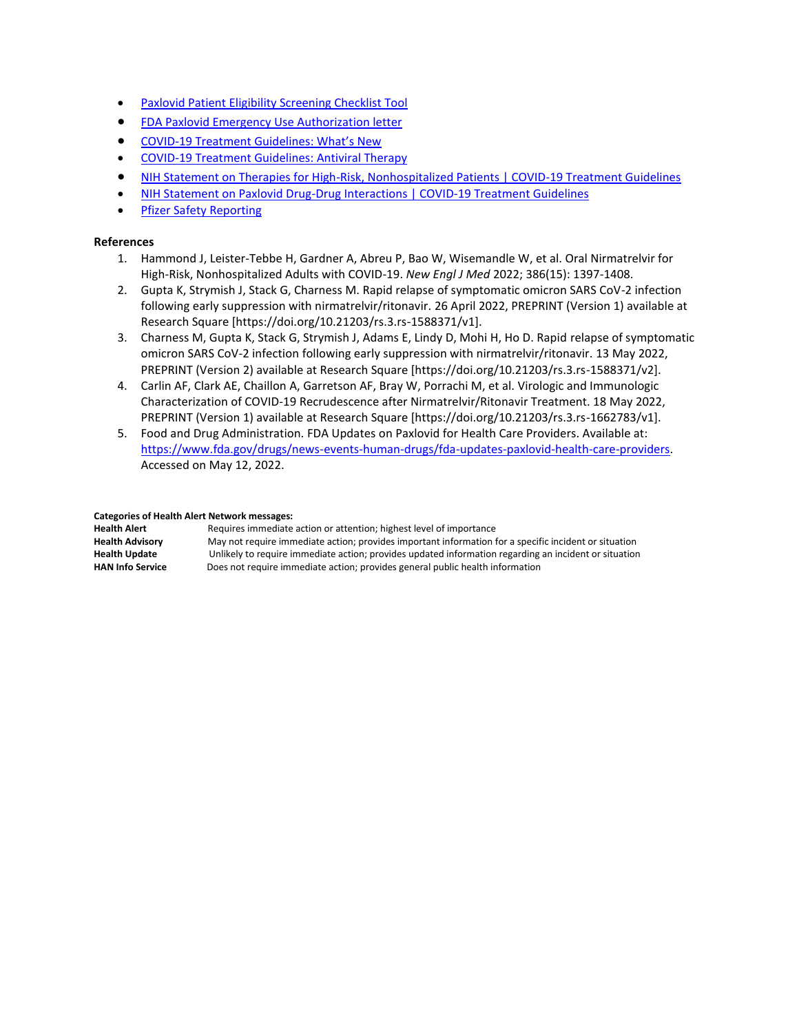- [Paxlovid Patient Eligibility Screening Checklist Tool]
- [FDA Paxlovid Emergency Use Authorization letter]
- [COVID-19 Treatment Guidelines: What's New]
- [COVID-19 Treatment Guidelines: Antiviral Therapy]
- [NIH Statement on Therapies for High-Risk, Nonhospitalized Patients | COVID-19 Treatment Guidelines]
- [NIH Statement on Paxlovid Drug-Drug Interactions | COVID-19 Treatment Guidelines]
- [Pfizer Safety Reporting]

**References**

1. Hammond J, Leister-Tebbe H, Gardner A, Abreu P, Bao W, Wisemandle W, et al. Oral Nirmatrelvir for High-Risk, Nonhospitalized Adults with COVID-19. *New Engl J Med* 2022; 386(15): 1397-1408.
2. Gupta K, Strymish J, Stack G, Charness M. Rapid relapse of symptomatic omicron SARS CoV-2 infection following early suppression with nirmatrelvir/ritonavir. 26 April 2022, PREPRINT (Version 1) available at Research Square [https://doi.org/10.21203/rs.3.rs-1588371/v1].
3. Charness M, Gupta K, Stack G, Strymish J, Adams E, Lindy D, Mohi H, Ho D. Rapid relapse of symptomatic omicron SARS CoV-2 infection following early suppression with nirmatrelvir/ritonavir. 13 May 2022, PREPRINT (Version 2) available at Research Square [https://doi.org/10.21203/rs.3.rs-1588371/v2].
4. Carlin AF, Clark AE, Chaillon A, Garretson AF, Bray W, Porrachi M, et al. Virologic and Immunologic Characterization of COVID-19 Recrudescence after Nirmatrelvir/Ritonavir Treatment. 18 May 2022, PREPRINT (Version 1) available at Research Square [https://doi.org/10.21203/rs.3.rs-1662783/v1].
5. Food and Drug Administration. FDA Updates on Paxlovid for Health Care Providers. Available at: https://www.fda.gov/drugs/news-events-human-drugs/fda-updates-paxlovid-health-care-providers. Accessed on May 12, 2022.

**Categories of Health Alert Network messages:**

| | |
|---|---|
| **Health Alert** | Requires immediate action or attention; highest level of importance |
| **Health Advisory** | May not require immediate action; provides important information for a specific incident or situation |
| **Health Update** | Unlikely to require immediate action; provides updated information regarding an incident or situation |
| **HAN Info Service** | Does not require immediate action; provides general public health information |